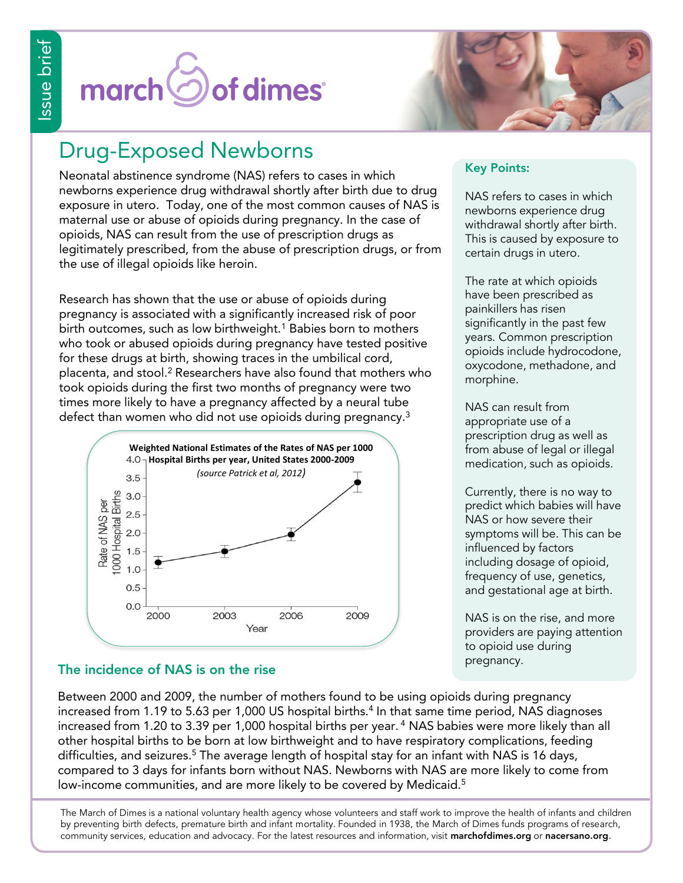Issue brief

march of dimes

# Drug-Exposed Newborns

Neonatal abstinence syndrome (NAS) refers to cases in which newborns experience drug withdrawal shortly after birth due to drug exposure in utero. Today, one of the most common causes of NAS is maternal use or abuse of opioids during pregnancy. In the case of opioids, NAS can result from the use of prescription drugs as legitimately prescribed, from the abuse of prescription drugs, or from the use of illegal opioids like heroin.

Research has shown that the use or abuse of opioids during pregnancy is associated with a significantly increased risk of poor birth outcomes, such as low birthweight.[1] Babies born to mothers who took or abused opioids during pregnancy have tested positive for these drugs at birth, showing traces in the umbilical cord, placenta, and stool.[2] Researchers have also found that mothers who took opioids during the first two months of pregnancy were two times more likely to have a pregnancy affected by a neural tube defect than women who did not use opioids during pregnancy.[3]

**Weighted National Estimates of the Rates of NAS per 1000 Hospital Births per year, United States 2000-2009**

*(source Patrick et al, 2012)*

| Year | Rate of NAS per 1000 Hospital Births |
|---|---|
| 2000 | 1.20 |
| 2003 | 1.5 |
| 2006 | 1.95 |
| 2009 | 3.39 |

## The incidence of NAS is on the rise

Between 2000 and 2009, the number of mothers found to be using opioids during pregnancy increased from 1.19 to 5.63 per 1,000 US hospital births.[4] In that same time period, NAS diagnoses increased from 1.20 to 3.39 per 1,000 hospital births per year. [4] NAS babies were more likely than all other hospital births to be born at low birthweight and to have respiratory complications, feeding difficulties, and seizures.[5] The average length of hospital stay for an infant with NAS is 16 days, compared to 3 days for infants born without NAS. Newborns with NAS are more likely to come from low-income communities, and are more likely to be covered by Medicaid.[5]

### Key Points:

NAS refers to cases in which newborns experience drug withdrawal shortly after birth. This is caused by exposure to certain drugs in utero.

The rate at which opioids have been prescribed as painkillers has risen significantly in the past few years. Common prescription opioids include hydrocodone, oxycodone, methadone, and morphine.

NAS can result from appropriate use of a prescription drug as well as from abuse of legal or illegal medication, such as opioids.

Currently, there is no way to predict which babies will have NAS or how severe their symptoms will be. This can be influenced by factors including dosage of opioid, frequency of use, genetics, and gestational age at birth.

NAS is on the rise, and more providers are paying attention to opioid use during pregnancy.

The March of Dimes is a national voluntary health agency whose volunteers and staff work to improve the health of infants and children by preventing birth defects, premature birth and infant mortality. Founded in 1938, the March of Dimes funds programs of research, community services, education and advocacy. For the latest resources and information, visit **marchofdimes.org** or **nacersano.org**.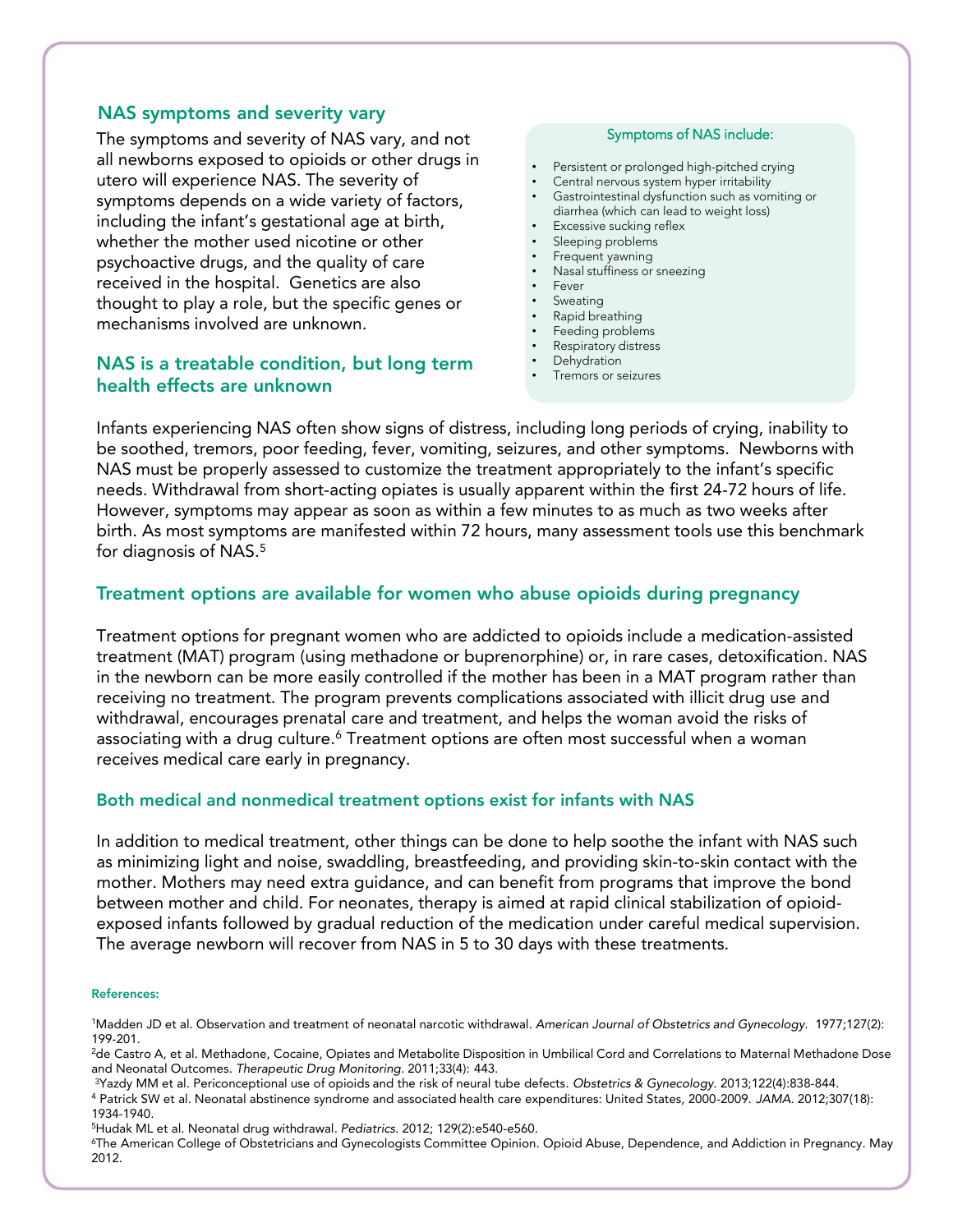## NAS symptoms and severity vary

The symptoms and severity of NAS vary, and not all newborns exposed to opioids or other drugs in utero will experience NAS. The severity of symptoms depends on a wide variety of factors, including the infant's gestational age at birth, whether the mother used nicotine or other psychoactive drugs, and the quality of care received in the hospital. Genetics are also thought to play a role, but the specific genes or mechanisms involved are unknown.

Symptoms of NAS include:

- Persistent or prolonged high-pitched crying
- Central nervous system hyper irritability
- Gastrointestinal dysfunction such as vomiting or diarrhea (which can lead to weight loss)
- Excessive sucking reflex
- Sleeping problems
- Frequent yawning
- Nasal stuffiness or sneezing
- Fever
- Sweating
- Rapid breathing
- Feeding problems
- Respiratory distress
- Dehydration
- Tremors or seizures

## NAS is a treatable condition, but long term health effects are unknown

Infants experiencing NAS often show signs of distress, including long periods of crying, inability to be soothed, tremors, poor feeding, fever, vomiting, seizures, and other symptoms. Newborns with NAS must be properly assessed to customize the treatment appropriately to the infant's specific needs. Withdrawal from short-acting opiates is usually apparent within the first 24-72 hours of life. However, symptoms may appear as soon as within a few minutes to as much as two weeks after birth. As most symptoms are manifested within 72 hours, many assessment tools use this benchmark for diagnosis of NAS.[5]

## Treatment options are available for women who abuse opioids during pregnancy

Treatment options for pregnant women who are addicted to opioids include a medication-assisted treatment (MAT) program (using methadone or buprenorphine) or, in rare cases, detoxification. NAS in the newborn can be more easily controlled if the mother has been in a MAT program rather than receiving no treatment. The program prevents complications associated with illicit drug use and withdrawal, encourages prenatal care and treatment, and helps the woman avoid the risks of associating with a drug culture.[6] Treatment options are often most successful when a woman receives medical care early in pregnancy.

### Both medical and nonmedical treatment options exist for infants with NAS

In addition to medical treatment, other things can be done to help soothe the infant with NAS such as minimizing light and noise, swaddling, breastfeeding, and providing skin-to-skin contact with the mother. Mothers may need extra guidance, and can benefit from programs that improve the bond between mother and child. For neonates, therapy is aimed at rapid clinical stabilization of opioid-exposed infants followed by gradual reduction of the medication under careful medical supervision. The average newborn will recover from NAS in 5 to 30 days with these treatments.

#### References:

[1]Madden JD et al. Observation and treatment of neonatal narcotic withdrawal. *American Journal of Obstetrics and Gynecology.* 1977;127(2): 199-201.

[2]de Castro A, et al. Methadone, Cocaine, Opiates and Metabolite Disposition in Umbilical Cord and Correlations to Maternal Methadone Dose and Neonatal Outcomes. *Therapeutic Drug Monitoring.* 2011;33(4): 443.

[3]Yazdy MM et al. Periconceptional use of opioids and the risk of neural tube defects. *Obstetrics & Gynecology.* 2013;122(4):838-844.

[4] Patrick SW et al. Neonatal abstinence syndrome and associated health care expenditures: United States, 2000-2009. *JAMA.* 2012;307(18): 1934-1940.

[5]Hudak ML et al. Neonatal drug withdrawal. *Pediatrics.* 2012; 129(2):e540-e560.

[6]The American College of Obstetricians and Gynecologists Committee Opinion. Opioid Abuse, Dependence, and Addiction in Pregnancy. May 2012.